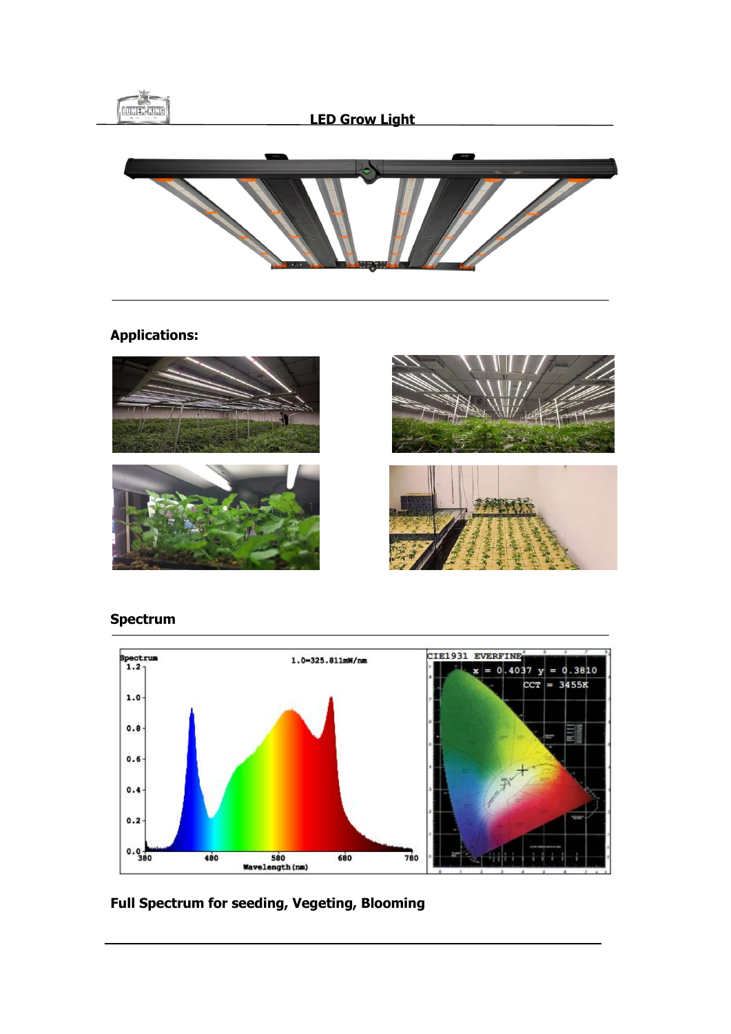# LED Grow Light

## Applications:

## Spectrum

Spectrum

1.0=325.811mW/nm

Wavelength(nm)

CIE1931 EVERFINE

x = 0.4037 y = 0.3810

CCT = 3455K

**Full Spectrum for seeding, Vegeting, Blooming**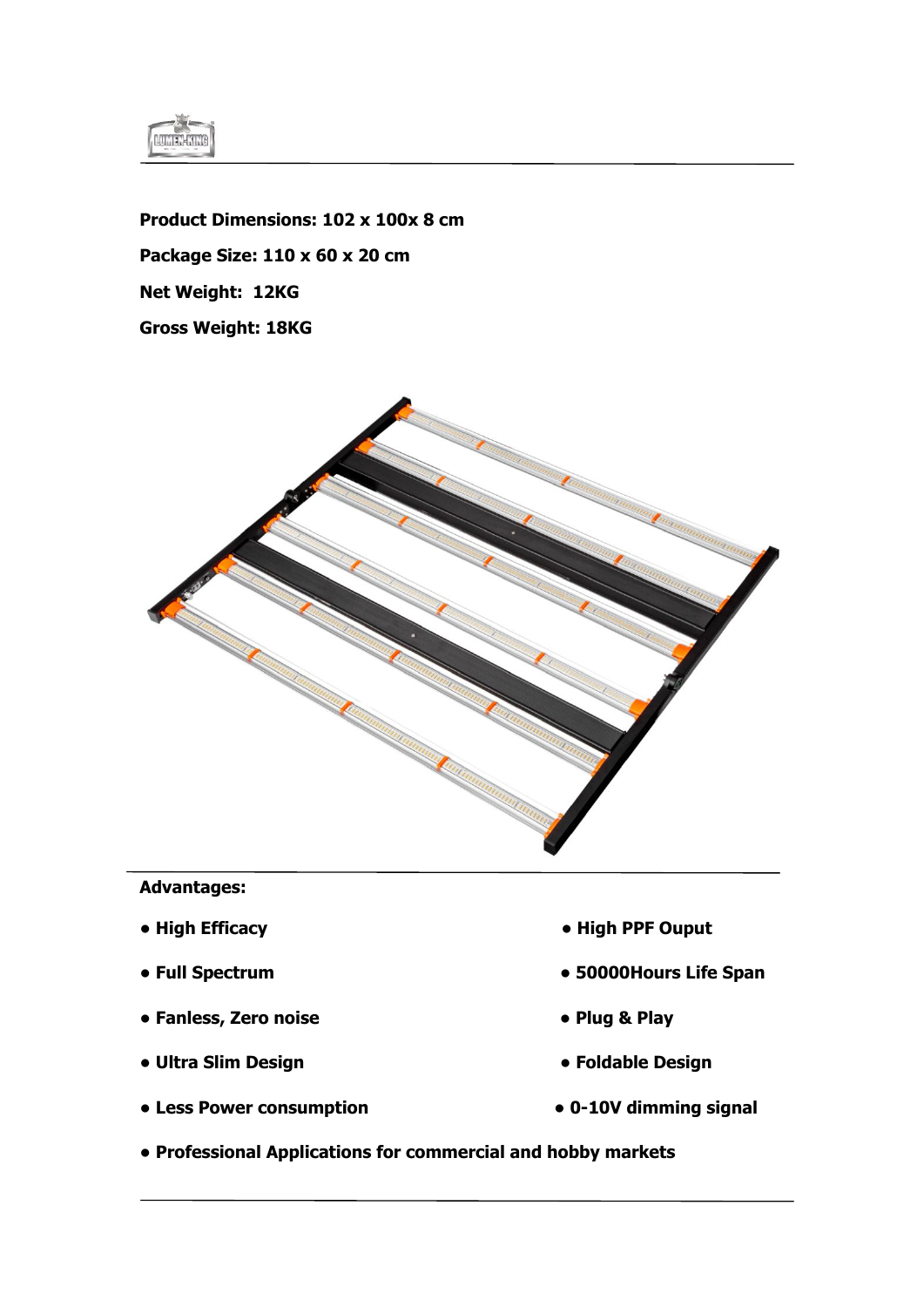**Product Dimensions: 102 x 100x 8 cm**

**Package Size: 110 x 60 x 20 cm**

**Net Weight:  12KG**

**Gross Weight: 18KG**

**Advantages:**

- **High Efficacy**
- **High PPF Ouput**
- **Full Spectrum**
- **50000Hours Life Span**
- **Fanless, Zero noise**
- **Plug & Play**
- **Ultra Slim Design**
- **Foldable Design**
- **Less Power consumption**
- **0-10V dimming signal**
- **Professional Applications for commercial and hobby markets**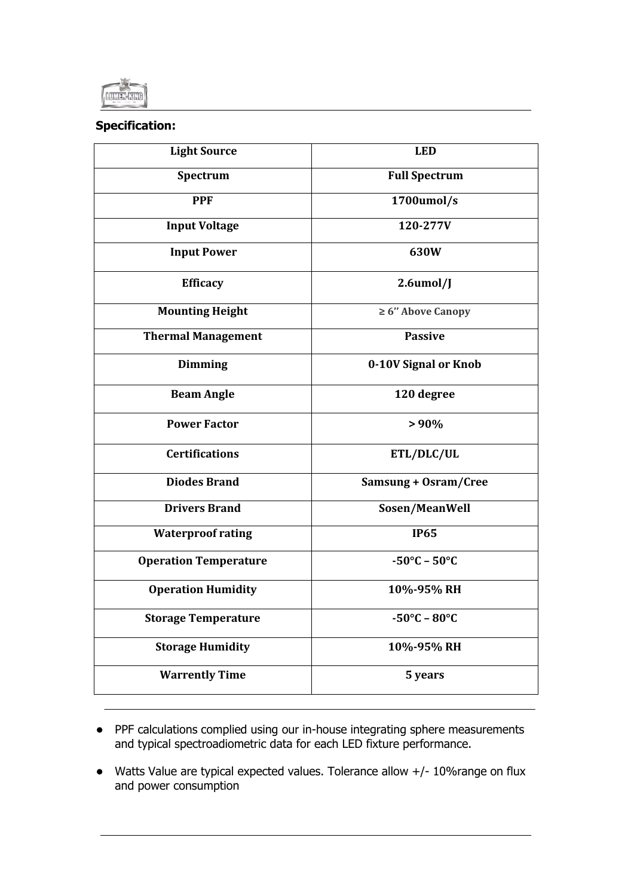**Specification:**

| Light Source | LED |
|---|---|
| Spectrum | Full Spectrum |
| PPF | 1700umol/s |
| Input Voltage | 120-277V |
| Input Power | 630W |
| Efficacy | 2.6umol/J |
| Mounting Height | ≥ 6'' Above Canopy |
| Thermal Management | Passive |
| Dimming | 0-10V Signal or Knob |
| Beam Angle | 120 degree |
| Power Factor | > 90% |
| Certifications | ETL/DLC/UL |
| Diodes Brand | Samsung + Osram/Cree |
| Drivers Brand | Sosen/MeanWell |
| Waterproof rating | IP65 |
| Operation Temperature | -50°C – 50°C |
| Operation Humidity | 10%-95% RH |
| Storage Temperature | -50°C – 80°C |
| Storage Humidity | 10%-95% RH |
| Warrently Time | 5 years |

- PPF calculations complied using our in-house integrating sphere measurements and typical spectroadiometric data for each LED fixture performance.
- Watts Value are typical expected values. Tolerance allow +/- 10%range on flux and power consumption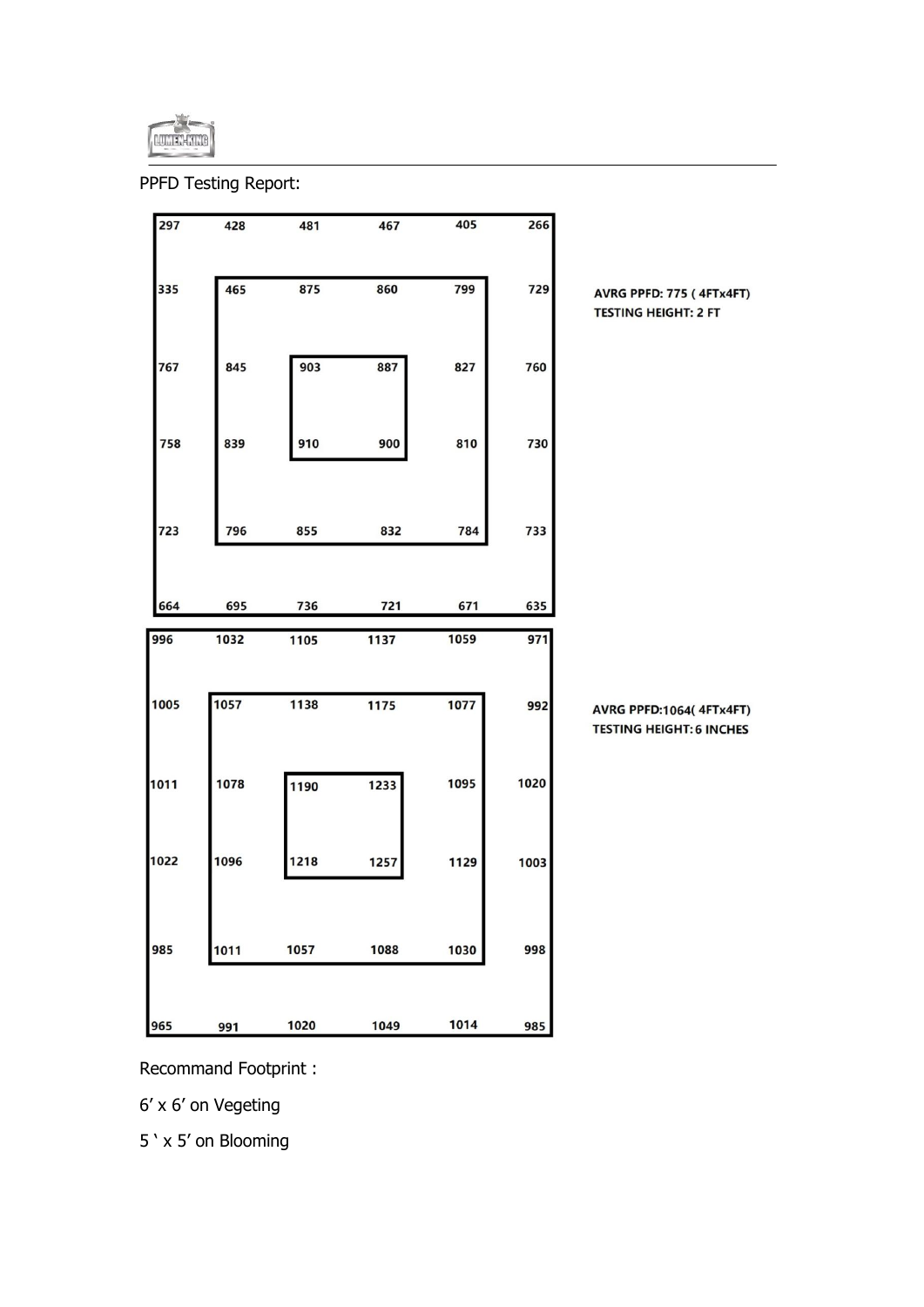PPFD Testing Report:

| | | | | | |
|---|---|---|---|---|---|
| 297 | 428 | 481 | 467 | 405 | 266 |
| 335 | 465 | 875 | 860 | 799 | 729 |
| 767 | 845 | 903 | 887 | 827 | 760 |
| 758 | 839 | 910 | 900 | 810 | 730 |
| 723 | 796 | 855 | 832 | 784 | 733 |
| 664 | 695 | 736 | 721 | 671 | 635 |

**AVRG PPFD: 775 ( 4FTx4FT)**
**TESTING HEIGHT: 2 FT**

| | | | | | |
|---|---|---|---|---|---|
| 996 | 1032 | 1105 | 1137 | 1059 | 971 |
| 1005 | 1057 | 1138 | 1175 | 1077 | 992 |
| 1011 | 1078 | 1190 | 1233 | 1095 | 1020 |
| 1022 | 1096 | 1218 | 1257 | 1129 | 1003 |
| 985 | 1011 | 1057 | 1088 | 1030 | 998 |
| 965 | 991 | 1020 | 1049 | 1014 | 985 |

**AVRG PPFD:1064( 4FTx4FT)**
**TESTING HEIGHT: 6 INCHES**

Recommand Footprint :

6’ x 6’ on Vegeting

5 ‘ x 5’ on Blooming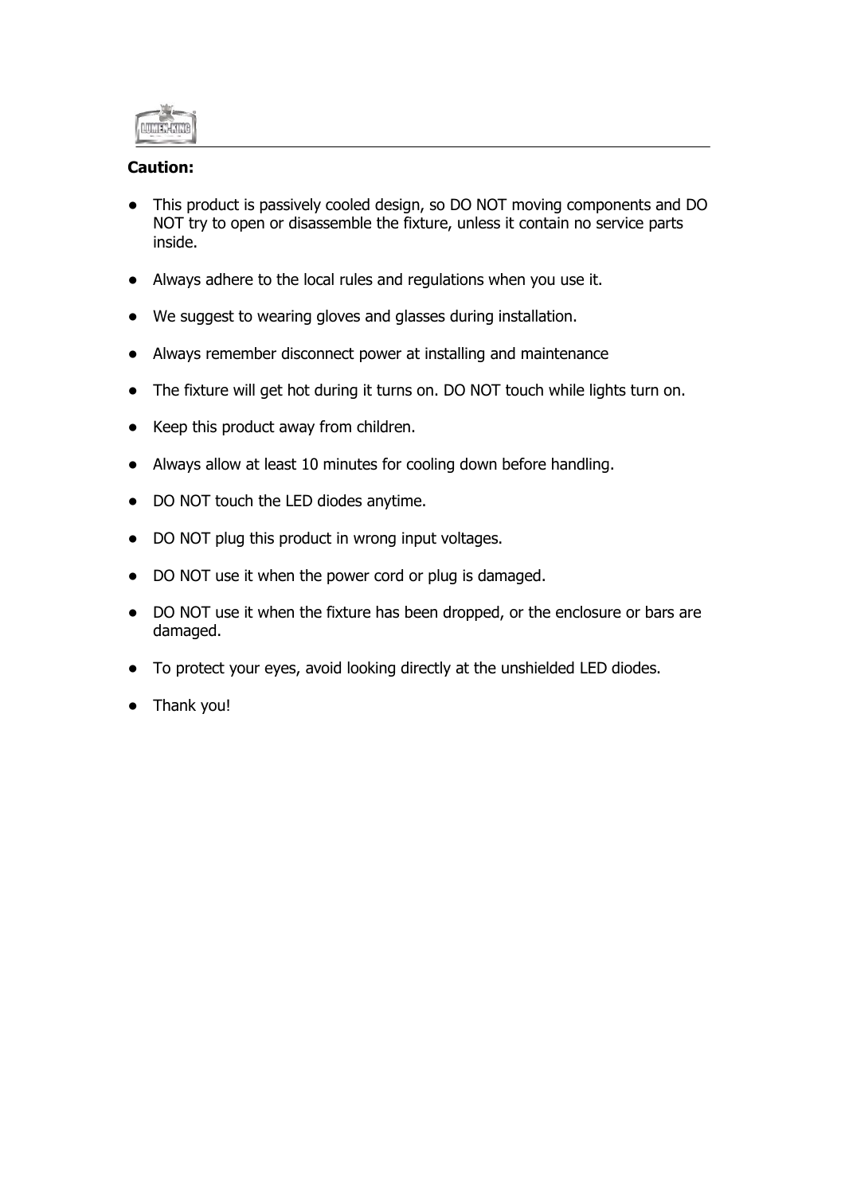**Caution:**

- This product is passively cooled design, so DO NOT moving components and DO NOT try to open or disassemble the fixture, unless it contain no service parts inside.
- Always adhere to the local rules and regulations when you use it.
- We suggest to wearing gloves and glasses during installation.
- Always remember disconnect power at installing and maintenance
- The fixture will get hot during it turns on. DO NOT touch while lights turn on.
- Keep this product away from children.
- Always allow at least 10 minutes for cooling down before handling.
- DO NOT touch the LED diodes anytime.
- DO NOT plug this product in wrong input voltages.
- DO NOT use it when the power cord or plug is damaged.
- DO NOT use it when the fixture has been dropped, or the enclosure or bars are damaged.
- To protect your eyes, avoid looking directly at the unshielded LED diodes.
- Thank you!